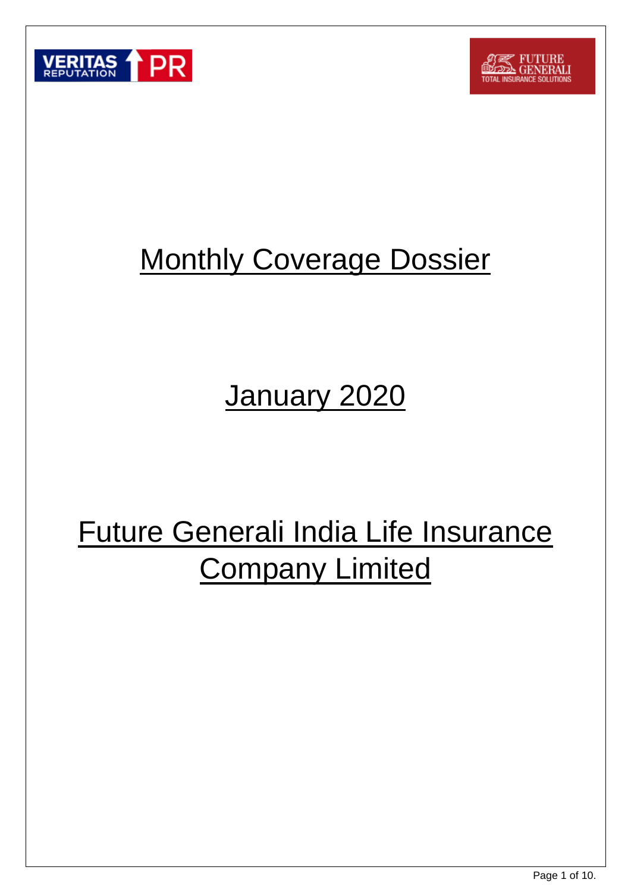# Monthly Coverage Dossier

# January 2020

# Future Generali India Life Insurance Company Limited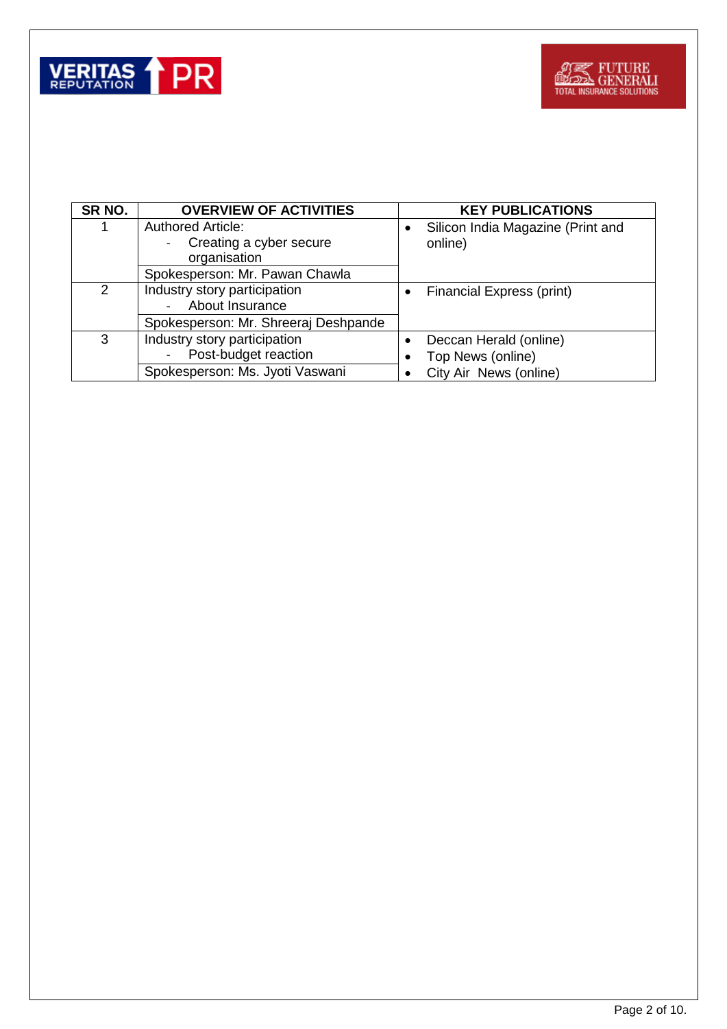| SR NO. | OVERVIEW OF ACTIVITIES | KEY PUBLICATIONS |
|---|---|---|
| 1 | Authored Article:<br>- Creating a cyber secure organisation<br>Spokesperson: Mr. Pawan Chawla | • Silicon India Magazine (Print and online) |
| 2 | Industry story participation<br>- About Insurance<br>Spokesperson: Mr. Shreeraj Deshpande | • Financial Express (print) |
| 3 | Industry story participation<br>- Post-budget reaction<br>Spokesperson: Ms. Jyoti Vaswani | • Deccan Herald (online)<br>• Top News (online)<br>• City Air News (online) |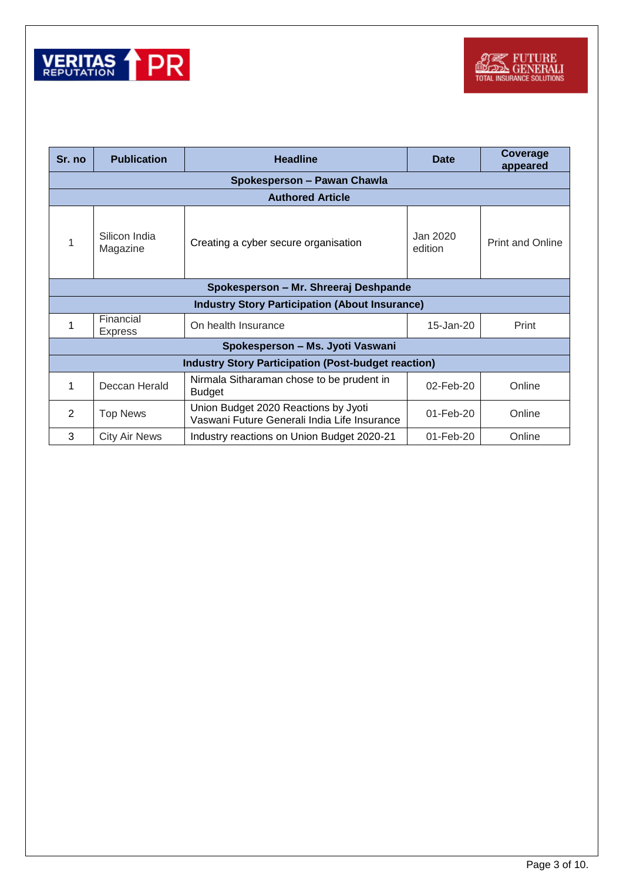| Sr. no | Publication | Headline | Date | Coverage appeared |
|---|---|---|---|---|
| **Spokesperson – Pawan Chawla** | | | | |
| **Authored Article** | | | | |
| 1 | Silicon India Magazine | Creating a cyber secure organisation | Jan 2020 edition | Print and Online |
| **Spokesperson – Mr. Shreeraj Deshpande** | | | | |
| **Industry Story Participation (About Insurance)** | | | | |
| 1 | Financial Express | On health Insurance | 15-Jan-20 | Print |
| **Spokesperson – Ms. Jyoti Vaswani** | | | | |
| **Industry Story Participation (Post-budget reaction)** | | | | |
| 1 | Deccan Herald | Nirmala Sitharaman chose to be prudent in Budget | 02-Feb-20 | Online |
| 2 | Top News | Union Budget 2020 Reactions by Jyoti Vaswani Future Generali India Life Insurance | 01-Feb-20 | Online |
| 3 | City Air News | Industry reactions on Union Budget 2020-21 | 01-Feb-20 | Online |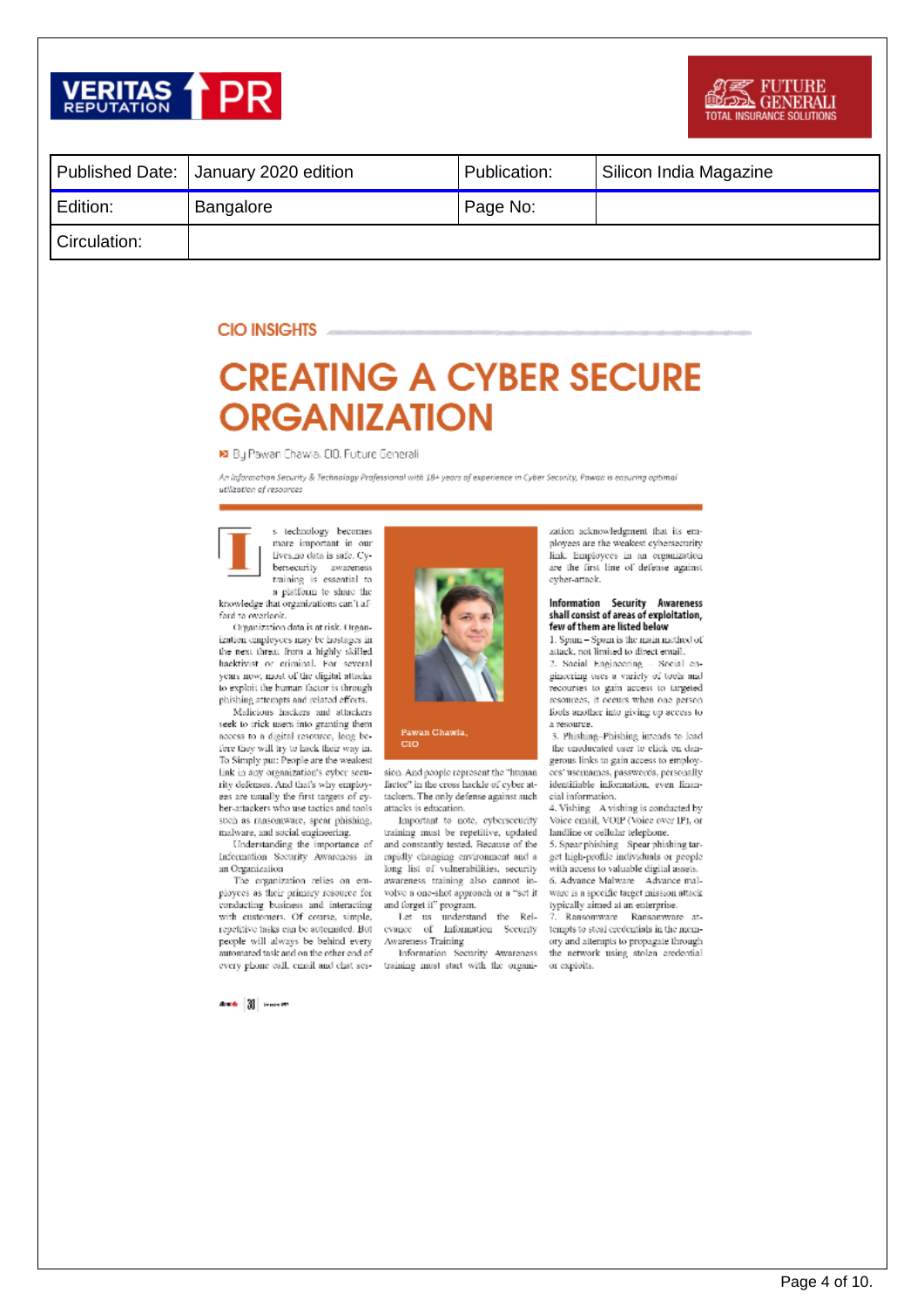| Published Date: | January 2020 edition | Publication: | Silicon India Magazine |
|---|---|---|---|
| Edition: | Bangalore | Page No: | |
| Circulation: | | | |

CIO INSIGHTS

# CREATING A CYBER SECURE ORGANIZATION

By Pawan Chawla, CIO, Future Generali

*An Information Security & Technology Professional with 18+ years of experience in Cyber Security, Pawan is ensuring optimal utilization of resources*

Is technology becomes more important in our lives, no data is safe. Cybersecurity awareness training is essential to a platform to share the knowledge that organizations can't afford to overlook.

Organization data is at risk. Organization employees may be hostages in the next threat from a highly skilled hacktivist or criminal. For several years now, most of the digital attacks to exploit the human factor is through phishing attempts and related efforts.

Malicious hackers and attackers seek to trick users into granting them access to a digital resource, long before they will try to hack their way in. To Simply put: People are the weakest link in any organization's cyber security defenses. And that's why employees are usually the first targets of cyber-attackers who use tactics and tools such as ransomware, spear phishing, malware, and social engineering.

Understanding the importance of Information Security Awareness in an Organization

The organization relies on employees as their primary resource for conducting business and interacting with customers. Of course, simple, repetitive tasks can be automated. But people will always be behind every automated task and on the other end of every phone call, email and chat session. And people represent the "human factor" in the cross hackle of cyber attackers. The only defense against such attacks is education.

Pawan Chawla, CIO

Important to note, cybersecurity training must be repetitive, updated and constantly tested. Because of the rapidly changing environment and a long list of vulnerabilities, security awareness training also cannot involve a one-shot approach or a "set it and forget it" program.

Let us understand the Relevance of Information Security Awareness Training

Information Security Awareness training must start with the organization acknowledgment that its employees are the weakest cybersecurity link. Employees in an organization are the first line of defense against cyber-attack.

**Information Security Awareness shall consist of areas of exploitation, few of them are listed below**

1. Spam – Spam is the main method of attack, not limited to direct email.
2. Social Engineering – Social engineering uses a variety of tools and recourses to gain access to targeted resources, it occurs when one person fools another into giving up access to a resource.
3. Phishing–Phishing intends to lead the uneducated user to click on dangerous links to gain access to employees' usernames, passwords, personally identifiable information, even financial information.
4. Vishing – A vishing is conducted by Voice email, VOIP (Voice over IP), or landline or cellular telephone.
5. Spear phishing – Spear phishing target high-profile individuals or people with access to valuable digital assets.
6. Advance Malware – Advance malware is a specific target mission attack typically aimed at an enterprise.
7. Ransomware – Ransomware attempts to steal credentials in the memory and attempts to propagate through the network using stolen credential or exploits.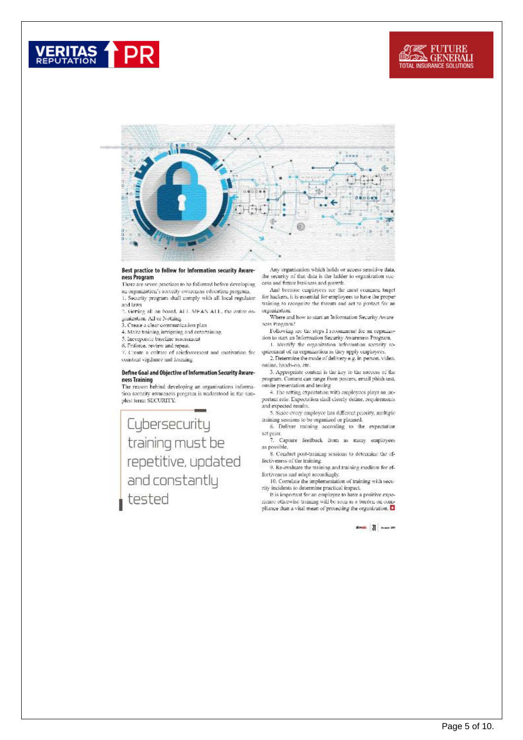## Best practice to follow for Information security Awareness Program

There are seven practices to be followed before developing an organization's security awareness education program.

1. Security program shall comply with all local regulator and laws
2. Getting all on board, ALL MEAN ALL, the entire organization. All or Nothing
3. Create a clear communication plan
4. Make training intriguing and entertaining
5. Incorporate baseline assessment
6. Enforce, review and repeat.
7. Create a culture of reinforcement and motivation for constant vigilance and learning

## Define Goal and Objective of Information Security Awareness Training

The reason behind developing an organizations information security awareness program is understood in the simplest term: SECURITY.

> Cybersecurity training must be repetitive, updated and constantly tested

Any organization which holds or access sensitive data, the security of that data is the ladder to organization success and future business and growth.

And because employees are the most common target for hackers, it is essential for employees to have the proper training to recognize the threats and act to protect for an organization.

Where and how to start an Information Security Awareness Program?

Following are the steps I recommend for an organization to start an Information Security Awareness Program.

1. Identify the organization information security requirement of an organization as they apply employees.
2. Determine the mode of delivery e.g. in person, video, online, hands-on, etc.
3. Appropriate content is the key to the success of the program. Content can range from posters, email phish test, onsite presentation and testing
4. The setting expectation with employees plays an important role. Expectation shall clearly define, requirements and expected results.
5. Since every employee has different priority, multiple training sessions to be organized or planned.
6. Deliver training according to the expectation set prior.
7. Capture feedback from as many employees as possible.
8. Conduct post-training sessions to determine the effectiveness of the training.
9. Re-evaluate the training and training medium for effectiveness and adapt accordingly.
10. Correlate the implementation of training with security incidents to determine practical impact.

It is important for an employee to have a positive experience otherwise training will be seen as a burden or compliance than a vital mean of protecting the organization.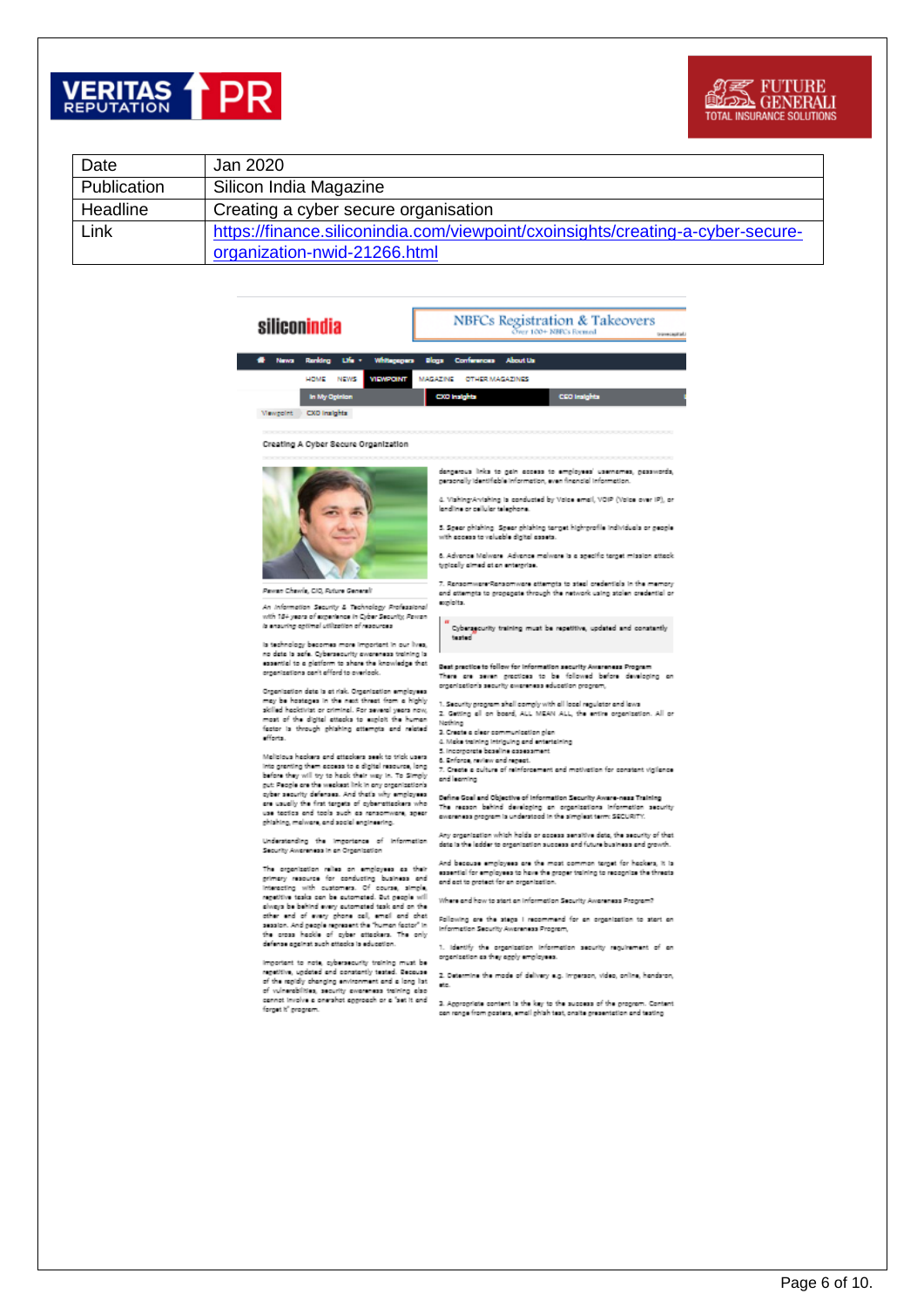| Date | Jan 2020 |
|---|---|
| Publication | Silicon India Magazine |
| Headline | Creating a cyber secure organisation |
| Link | https://finance.siliconindia.com/viewpoint/cxoinsights/creating-a-cyber-secure-organization-nwid-21266.html |

### Creating A Cyber Secure Organization

Pawan Chawla, CIO, Future Generali

*An Information Security & Technology Professional with 18+ years of experience in Cyber Security, Pawan is ensuring optimal utilization of resources*

As technology becomes more important in our lives, no data is safe. Cybersecurity awareness training is essential to a platform to share the knowledge that organizations can't afford to overlook.

Organization data is at risk. Organization employees may be hostages in the next threat from a highly skilled hacktivist or criminal. For several years now, most of the digital attacks to exploit the human factor is through phishing attempts and related efforts.

Malicious hackers and attackers seek to trick users into granting them access to a digital resource, long before they will try to hack their way in. To Simply put: People are the weakest link in any organization's cyber security defenses. And that's why employees are usually the first targets of cyberattackers who use tactics and tools such as ransomware, spear phishing, malware, and social engineering.

Understanding the importance of Information Security Awareness in an Organization

The organization relies on employees as their primary resource for conducting business and interacting with customers. Of course, simple, repetitive tasks can be automated. But people will always be behind every automated task and on the other end of every phone call, email and chat session. And people represent the "human factor" in the cross hackle of cyber attackers. The only defense against such attacks is education.

Important to note, cybersecurity training must be repetitive, updated and constantly tested. Because of the rapidly changing environment and a long list of vulnerabilities, security awareness training also cannot involve a oneshot approach or a "set it and forget it" program.

dangerous links to gain access to employees' usernames, passwords, personally identifiable information, even financial information.

4. Vishing-Vishing is conducted by Voice email, VOIP (Voice over IP), or landline or cellular telephone.

5. Spear phishing Spear phishing target high-profile individuals or people with access to valuable digital assets.

6. Advance Malware Advance malware is a specific target mission attack typically aimed at an enterprise.

7. Ransomware-Ransomware attempts to steal credentials in the memory and attempts to propagate through the network using stolen credential or exploits.

> "Cybersecurity training must be repetitive, updated and constantly tested"

**Best practice to follow for Information security Awareness Program**

There are seven practices to be followed before developing an organization's security awareness education program,

1. Security program shall comply with all local regulator and laws
2. Getting all on board, ALL MEAN ALL, the entire organization. All or Nothing
3. Create a clear communication plan
4. Make training intriguing and entertaining
5. Incorporate baseline assessment
6. Enforce, review and repeat.
7. Create a culture of reinforcement and motivation for constant vigilance and learning

**Define Goal and Objective of Information Security Aware-ness Training**

The reason behind developing an organizations information security awareness program is understood in the simplest term SECURITY.

Any organization which holds or access sensitive data, the security of that data is the ladder to organization success and future business and growth.

And because employees are the most common target for hackers, it is essential for employees to have the proper training to recognize the threats and act to protect for an organization.

Where and how to start an Information Security Awareness Program?

Following are the stages I recommend for an organization to start an Information Security Awareness Program,

1. Identify the organization information security requirement of an organization as they apply employees.

2. Determine the mode of delivery e.g. in-person, video, online, handson, etc.

3. Appropriate content is the key to the success of the program. Content can range from posters, email phish test, onsite presentation and testing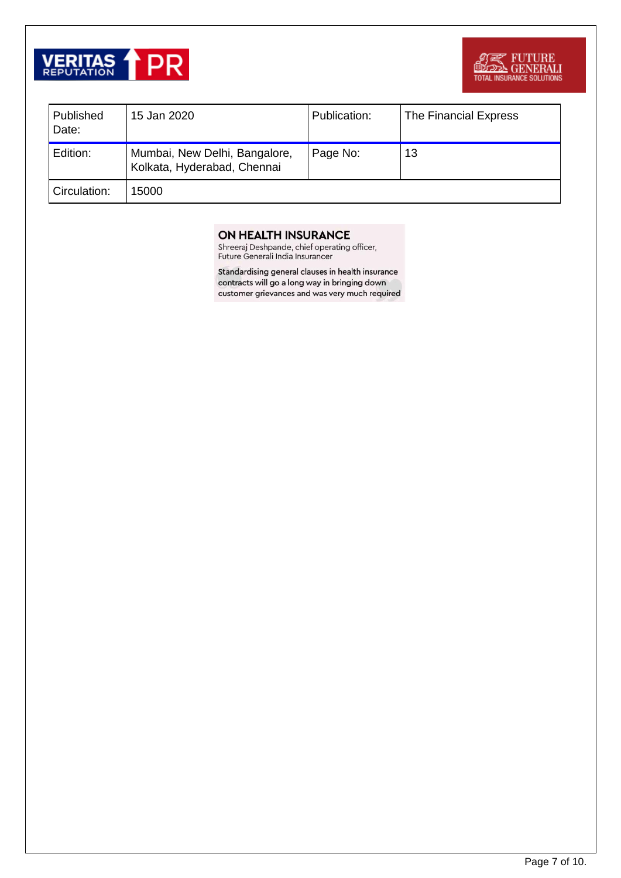| Published Date: | 15 Jan 2020 | Publication: | The Financial Express |
|---|---|---|---|
| Edition: | Mumbai, New Delhi, Bangalore, Kolkata, Hyderabad, Chennai | Page No: | 13 |
| Circulation: | 15000 | | |

### ON HEALTH INSURANCE

Shreeraj Deshpande, chief operating officer, Future Generali India Insurancer

Standardising general clauses in health insurance contracts will go a long way in bringing down customer grievances and was very much required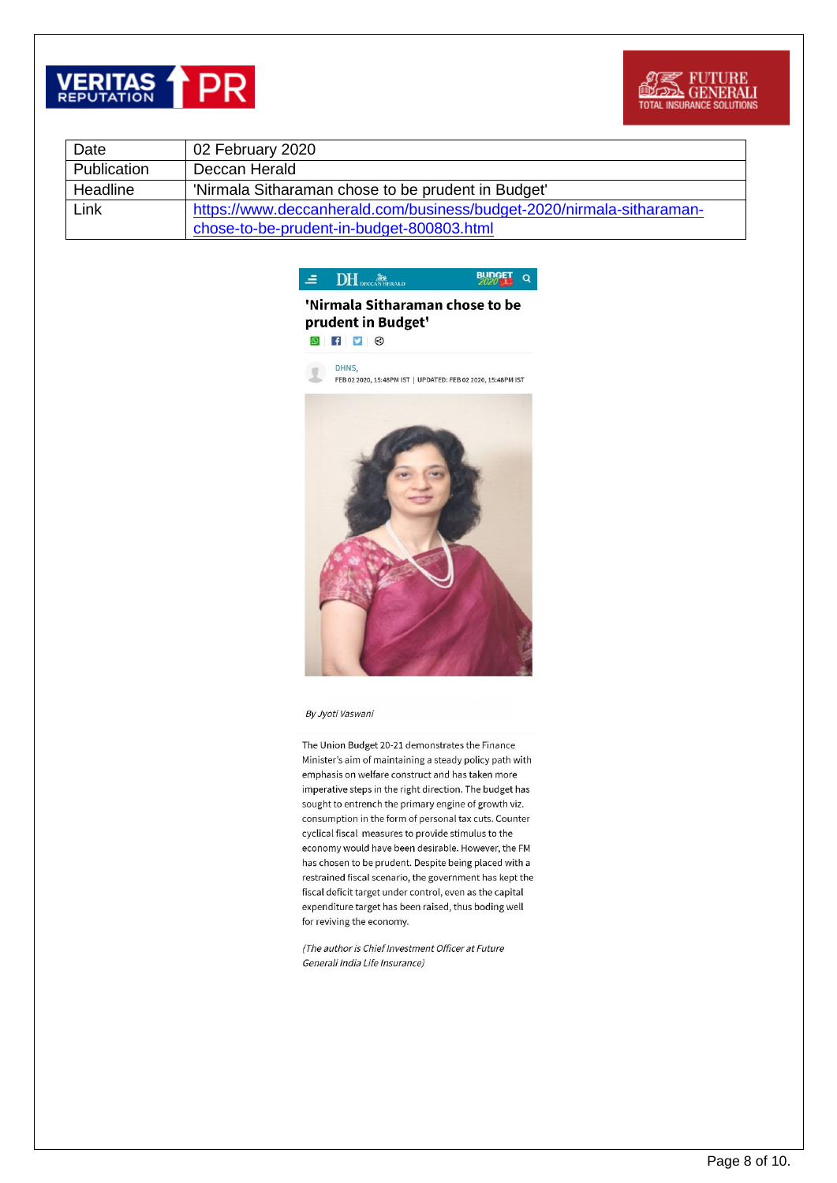| Date | 02 February 2020 |
|---|---|
| Publication | Deccan Herald |
| Headline | 'Nirmala Sitharaman chose to be prudent in Budget' |
| Link | https://www.deccanherald.com/business/budget-2020/nirmala-sitharaman-chose-to-be-prudent-in-budget-800803.html |

# 'Nirmala Sitharaman chose to be prudent in Budget'

DHNS,

FEB 02 2020, 15:48PM IST | UPDATED: FEB 02 2020, 15:48PM IST

*By Jyoti Vaswani*

The Union Budget 20-21 demonstrates the Finance Minister's aim of maintaining a steady policy path with emphasis on welfare construct and has taken more imperative steps in the right direction. The budget has sought to entrench the primary engine of growth viz. consumption in the form of personal tax cuts. Counter cyclical fiscal measures to provide stimulus to the economy would have been desirable. However, the FM has chosen to be prudent. Despite being placed with a restrained fiscal scenario, the government has kept the fiscal deficit target under control, even as the capital expenditure target has been raised, thus boding well for reviving the economy.

*(The author is Chief Investment Officer at Future Generali India Life Insurance)*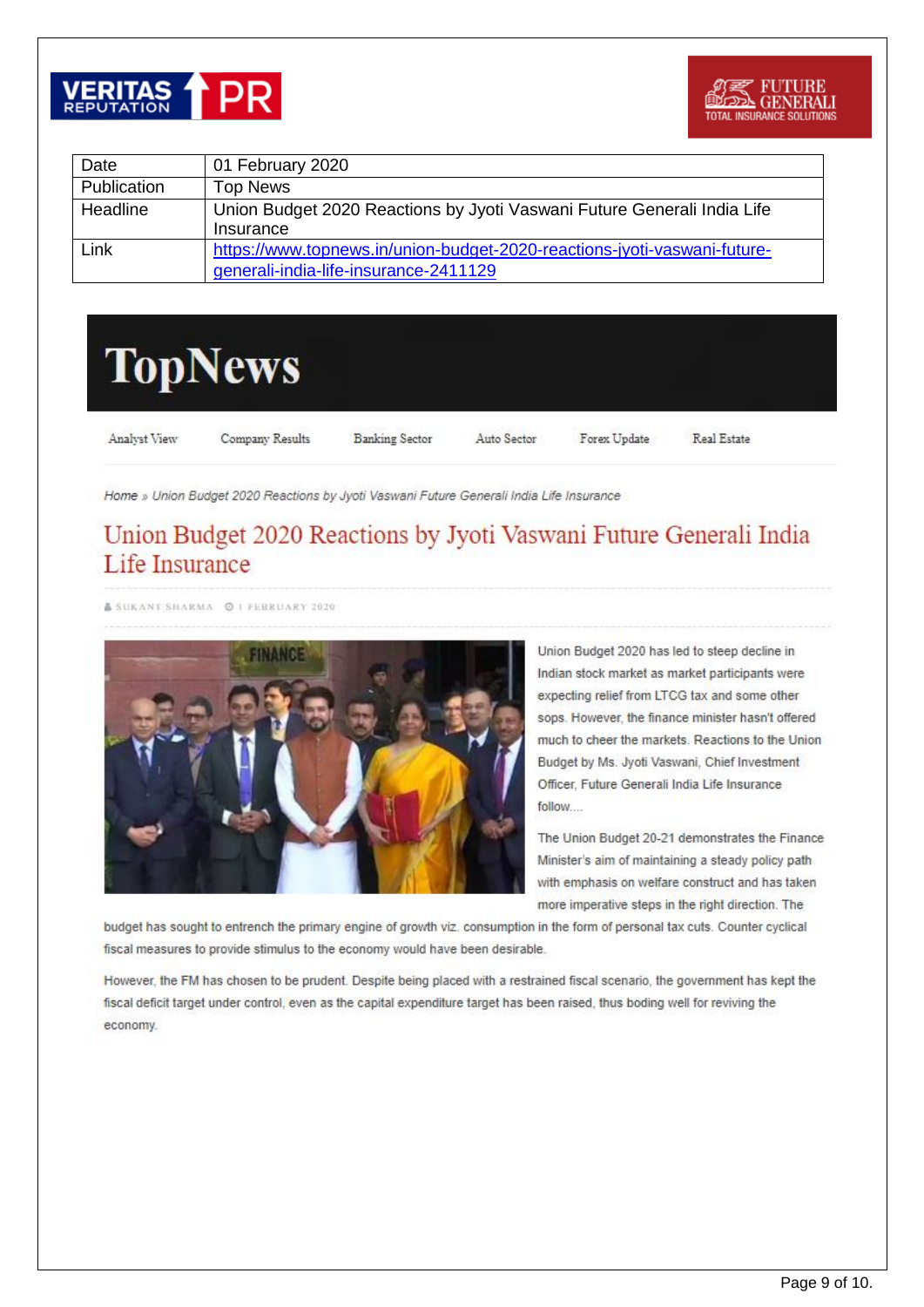| Date | 01 February 2020 |
|---|---|
| Publication | Top News |
| Headline | Union Budget 2020 Reactions by Jyoti Vaswani Future Generali India Life Insurance |
| Link | https://www.topnews.in/union-budget-2020-reactions-jyoti-vaswani-future-generali-india-life-insurance-2411129 |

# TopNews

Analyst View | Company Results | Banking Sector | Auto Sector | Forex Update | Real Estate

*Home » Union Budget 2020 Reactions by Jyoti Vaswani Future Generali India Life Insurance*

## Union Budget 2020 Reactions by Jyoti Vaswani Future Generali India Life Insurance

SUKANT SHARMA | 1 FEBRUARY 2020

Union Budget 2020 has led to steep decline in Indian stock market as market participants were expecting relief from LTCG tax and some other sops. However, the finance minister hasn't offered much to cheer the markets. Reactions to the Union Budget by Ms. Jyoti Vaswani, Chief Investment Officer, Future Generali India Life Insurance follow....

The Union Budget 20-21 demonstrates the Finance Minister's aim of maintaining a steady policy path with emphasis on welfare construct and has taken more imperative steps in the right direction. The budget has sought to entrench the primary engine of growth viz. consumption in the form of personal tax cuts. Counter cyclical fiscal measures to provide stimulus to the economy would have been desirable.

However, the FM has chosen to be prudent. Despite being placed with a restrained fiscal scenario, the government has kept the fiscal deficit target under control, even as the capital expenditure target has been raised, thus boding well for reviving the economy.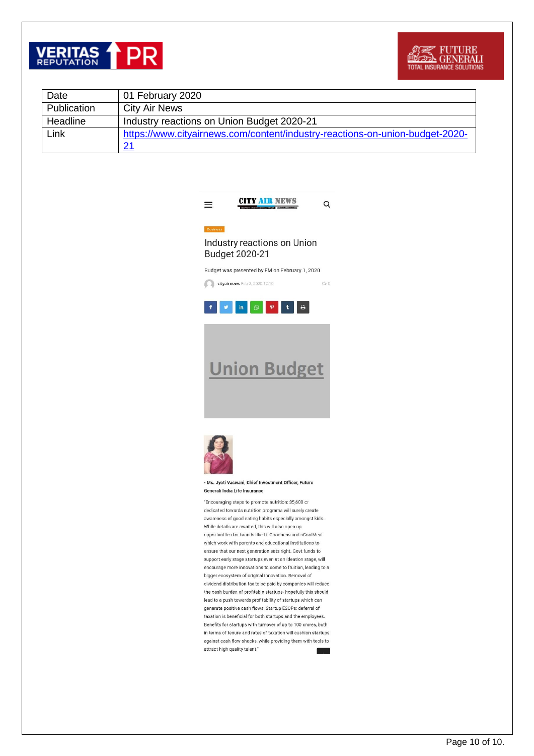| | |
|---|---|
| Date | 01 February 2020 |
| Publication | City Air News |
| Headline | Industry reactions on Union Budget 2020-21 |
| Link | https://www.cityairnews.com/content/industry-reactions-on-union-budget-2020-21 |

Business

# Industry reactions on Union Budget 2020-21

Budget was presented by FM on February 1, 2020

cityairnews Feb 2, 2020 12:10

Union Budget

**- Ms. Jyoti Vaswani, Chief Investment Officer, Future Generali India Life Insurance**

"Encouraging steps to promote nutrition: 35,600 cr dedicated towards nutrition programs will surely create awareness of good eating habits especially amongst kids. While details are awaited, this will also open up opportunities for brands like Lil'Goodness and sCoolMeal which work with parents and educational institutions to ensure that our next generation eats right. Govt funds to support early stage startups even at an ideation stage, will encourage more innovations to come to fruition, leading to a bigger ecosystem of original innovation. Removal of dividend distribution tax to be paid by companies will reduce the cash burden of profitable startups- hopefully this should lead to a push towards profitability of startups which can generate positive cash flows. Startup ESOPs: deferral of taxation is beneficial for both startups and the employees. Benefits for startups with turnover of up to 100 crores, both in terms of tenure and rates of taxation will cushion startups against cash flow shocks, while providing them with tools to attract high quality talent."